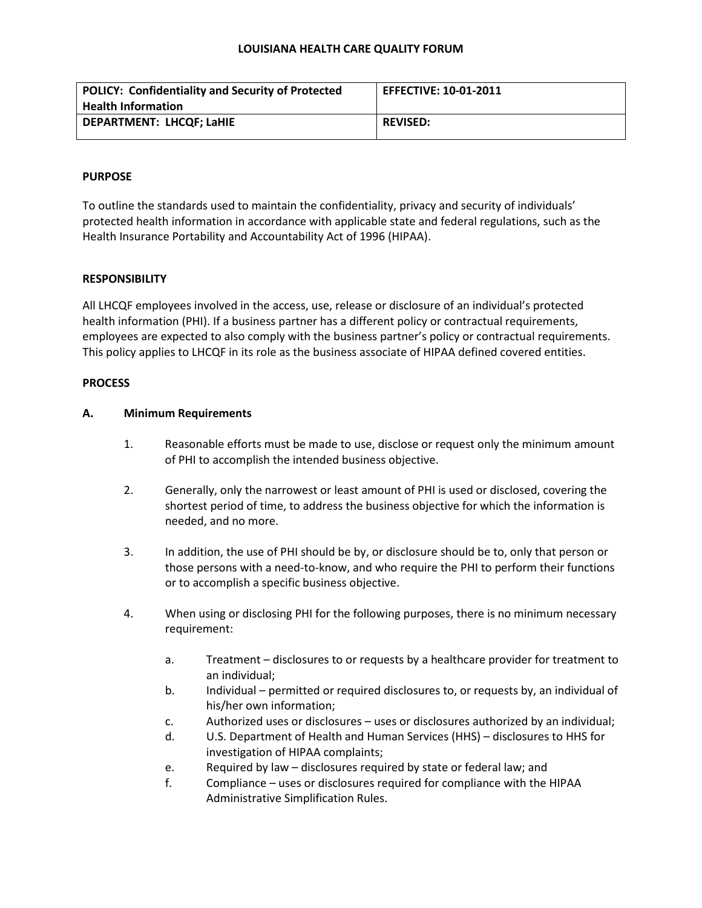# LOUISIANA HEALTH CARE QUALITY FORUM

| **POLICY: Confidentiality and Security of Protected Health Information** | **EFFECTIVE: 10-01-2011** |
|---|---|
| **DEPARTMENT: LHCQF; LaHIE** | **REVISED:** |

## PURPOSE

To outline the standards used to maintain the confidentiality, privacy and security of individuals' protected health information in accordance with applicable state and federal regulations, such as the Health Insurance Portability and Accountability Act of 1996 (HIPAA).

## RESPONSIBILITY

All LHCQF employees involved in the access, use, release or disclosure of an individual's protected health information (PHI). If a business partner has a different policy or contractual requirements, employees are expected to also comply with the business partner's policy or contractual requirements. This policy applies to LHCQF in its role as the business associate of HIPAA defined covered entities.

## PROCESS

### A. Minimum Requirements

1. Reasonable efforts must be made to use, disclose or request only the minimum amount of PHI to accomplish the intended business objective.

2. Generally, only the narrowest or least amount of PHI is used or disclosed, covering the shortest period of time, to address the business objective for which the information is needed, and no more.

3. In addition, the use of PHI should be by, or disclosure should be to, only that person or those persons with a need-to-know, and who require the PHI to perform their functions or to accomplish a specific business objective.

4. When using or disclosing PHI for the following purposes, there is no minimum necessary requirement:

   a. Treatment – disclosures to or requests by a healthcare provider for treatment to an individual;
   b. Individual – permitted or required disclosures to, or requests by, an individual of his/her own information;
   c. Authorized uses or disclosures – uses or disclosures authorized by an individual;
   d. U.S. Department of Health and Human Services (HHS) – disclosures to HHS for investigation of HIPAA complaints;
   e. Required by law – disclosures required by state or federal law; and
   f. Compliance – uses or disclosures required for compliance with the HIPAA Administrative Simplification Rules.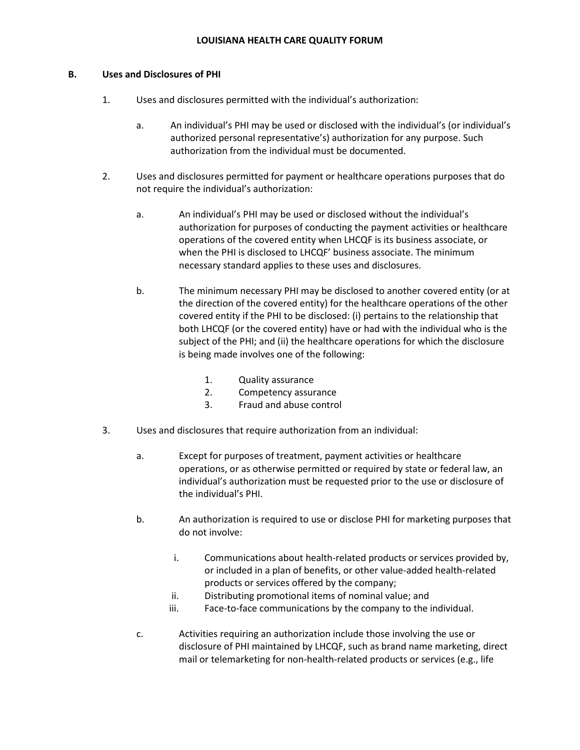## B. Uses and Disclosures of PHI

1. Uses and disclosures permitted with the individual's authorization:

   a. An individual's PHI may be used or disclosed with the individual's (or individual's authorized personal representative's) authorization for any purpose. Such authorization from the individual must be documented.

2. Uses and disclosures permitted for payment or healthcare operations purposes that do not require the individual's authorization:

   a. An individual's PHI may be used or disclosed without the individual's authorization for purposes of conducting the payment activities or healthcare operations of the covered entity when LHCQF is its business associate, or when the PHI is disclosed to LHCQF' business associate. The minimum necessary standard applies to these uses and disclosures.

   b. The minimum necessary PHI may be disclosed to another covered entity (or at the direction of the covered entity) for the healthcare operations of the other covered entity if the PHI to be disclosed: (i) pertains to the relationship that both LHCQF (or the covered entity) have or had with the individual who is the subject of the PHI; and (ii) the healthcare operations for which the disclosure is being made involves one of the following:

      1. Quality assurance
      2. Competency assurance
      3. Fraud and abuse control

3. Uses and disclosures that require authorization from an individual:

   a. Except for purposes of treatment, payment activities or healthcare operations, or as otherwise permitted or required by state or federal law, an individual's authorization must be requested prior to the use or disclosure of the individual's PHI.

   b. An authorization is required to use or disclose PHI for marketing purposes that do not involve:

      i. Communications about health-related products or services provided by, or included in a plan of benefits, or other value-added health-related products or services offered by the company;
      ii. Distributing promotional items of nominal value; and
      iii. Face-to-face communications by the company to the individual.

   c. Activities requiring an authorization include those involving the use or disclosure of PHI maintained by LHCQF, such as brand name marketing, direct mail or telemarketing for non-health-related products or services (e.g., life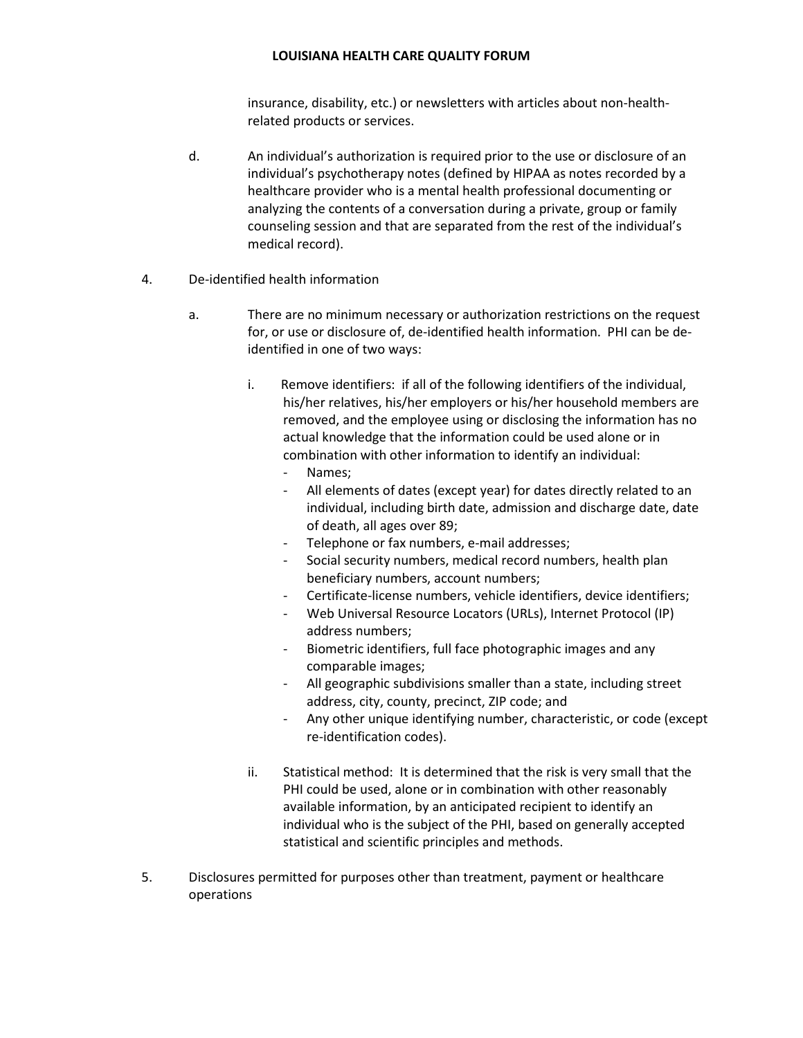insurance, disability, etc.) or newsletters with articles about non-health-related products or services.

d. An individual's authorization is required prior to the use or disclosure of an individual's psychotherapy notes (defined by HIPAA as notes recorded by a healthcare provider who is a mental health professional documenting or analyzing the contents of a conversation during a private, group or family counseling session and that are separated from the rest of the individual's medical record).

4. De-identified health information

   a. There are no minimum necessary or authorization restrictions on the request for, or use or disclosure of, de-identified health information. PHI can be de-identified in one of two ways:

      i. Remove identifiers: if all of the following identifiers of the individual, his/her relatives, his/her employers or his/her household members are removed, and the employee using or disclosing the information has no actual knowledge that the information could be used alone or in combination with other information to identify an individual:
         - Names;
         - All elements of dates (except year) for dates directly related to an individual, including birth date, admission and discharge date, date of death, all ages over 89;
         - Telephone or fax numbers, e-mail addresses;
         - Social security numbers, medical record numbers, health plan beneficiary numbers, account numbers;
         - Certificate-license numbers, vehicle identifiers, device identifiers;
         - Web Universal Resource Locators (URLs), Internet Protocol (IP) address numbers;
         - Biometric identifiers, full face photographic images and any comparable images;
         - All geographic subdivisions smaller than a state, including street address, city, county, precinct, ZIP code; and
         - Any other unique identifying number, characteristic, or code (except re-identification codes).

      ii. Statistical method: It is determined that the risk is very small that the PHI could be used, alone or in combination with other reasonably available information, by an anticipated recipient to identify an individual who is the subject of the PHI, based on generally accepted statistical and scientific principles and methods.

5. Disclosures permitted for purposes other than treatment, payment or healthcare operations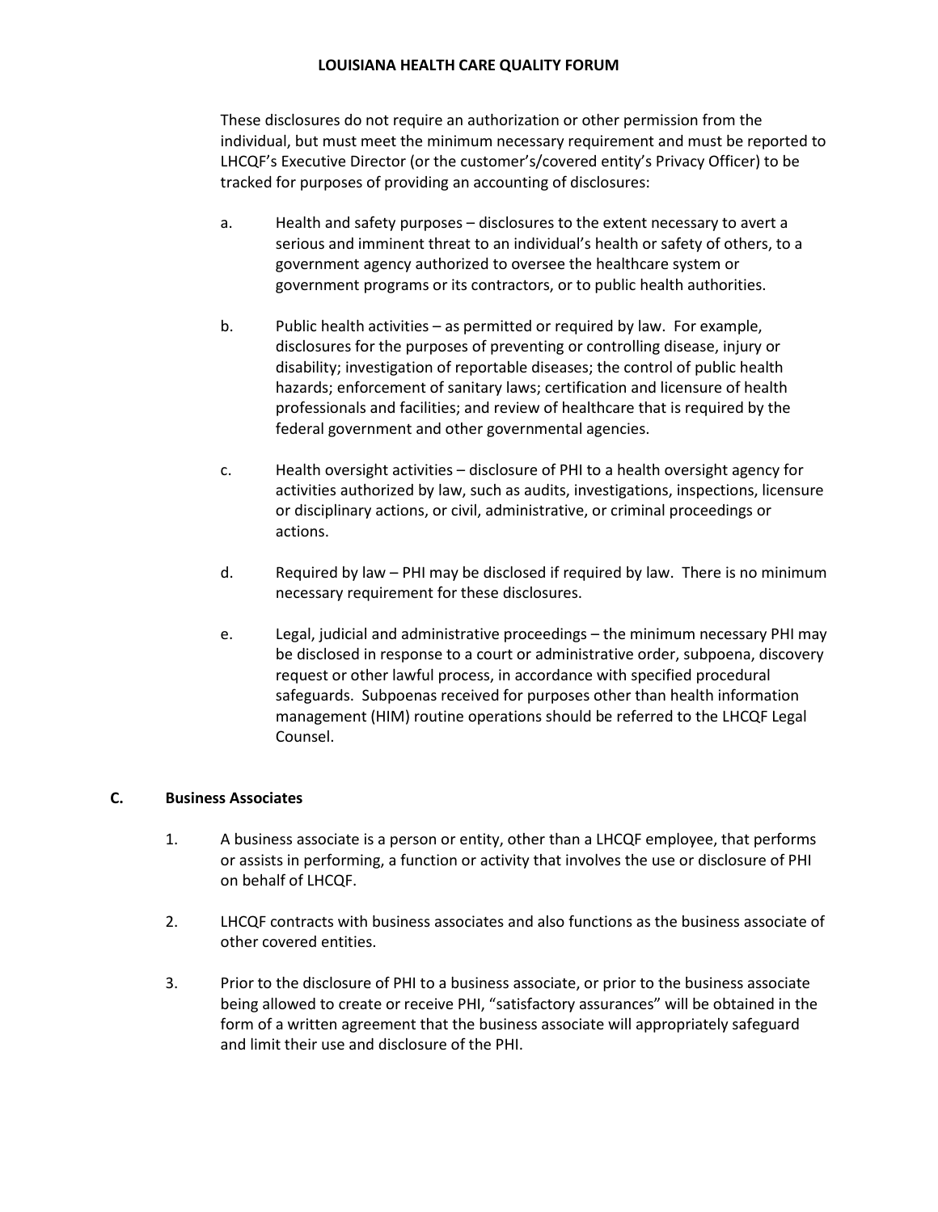These disclosures do not require an authorization or other permission from the individual, but must meet the minimum necessary requirement and must be reported to LHCQF's Executive Director (or the customer's/covered entity's Privacy Officer) to be tracked for purposes of providing an accounting of disclosures:

a. Health and safety purposes – disclosures to the extent necessary to avert a serious and imminent threat to an individual's health or safety of others, to a government agency authorized to oversee the healthcare system or government programs or its contractors, or to public health authorities.

b. Public health activities – as permitted or required by law. For example, disclosures for the purposes of preventing or controlling disease, injury or disability; investigation of reportable diseases; the control of public health hazards; enforcement of sanitary laws; certification and licensure of health professionals and facilities; and review of healthcare that is required by the federal government and other governmental agencies.

c. Health oversight activities – disclosure of PHI to a health oversight agency for activities authorized by law, such as audits, investigations, inspections, licensure or disciplinary actions, or civil, administrative, or criminal proceedings or actions.

d. Required by law – PHI may be disclosed if required by law. There is no minimum necessary requirement for these disclosures.

e. Legal, judicial and administrative proceedings – the minimum necessary PHI may be disclosed in response to a court or administrative order, subpoena, discovery request or other lawful process, in accordance with specified procedural safeguards. Subpoenas received for purposes other than health information management (HIM) routine operations should be referred to the LHCQF Legal Counsel.

## C. Business Associates

1. A business associate is a person or entity, other than a LHCQF employee, that performs or assists in performing, a function or activity that involves the use or disclosure of PHI on behalf of LHCQF.

2. LHCQF contracts with business associates and also functions as the business associate of other covered entities.

3. Prior to the disclosure of PHI to a business associate, or prior to the business associate being allowed to create or receive PHI, "satisfactory assurances" will be obtained in the form of a written agreement that the business associate will appropriately safeguard and limit their use and disclosure of the PHI.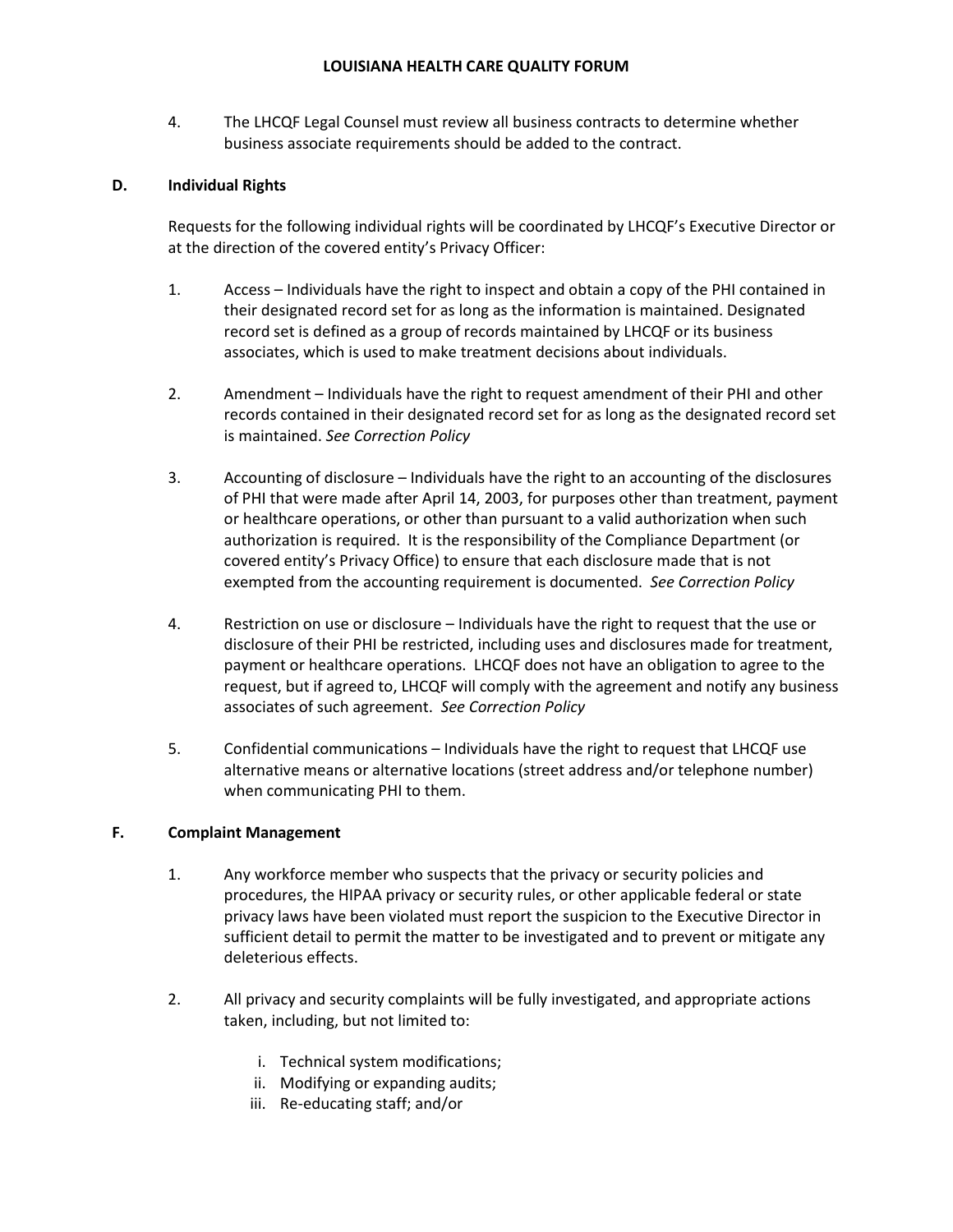4. The LHCQF Legal Counsel must review all business contracts to determine whether business associate requirements should be added to the contract.

### D. Individual Rights

Requests for the following individual rights will be coordinated by LHCQF's Executive Director or at the direction of the covered entity's Privacy Officer:

1. Access – Individuals have the right to inspect and obtain a copy of the PHI contained in their designated record set for as long as the information is maintained. Designated record set is defined as a group of records maintained by LHCQF or its business associates, which is used to make treatment decisions about individuals.

2. Amendment – Individuals have the right to request amendment of their PHI and other records contained in their designated record set for as long as the designated record set is maintained. *See Correction Policy*

3. Accounting of disclosure – Individuals have the right to an accounting of the disclosures of PHI that were made after April 14, 2003, for purposes other than treatment, payment or healthcare operations, or other than pursuant to a valid authorization when such authorization is required. It is the responsibility of the Compliance Department (or covered entity's Privacy Office) to ensure that each disclosure made that is not exempted from the accounting requirement is documented. *See Correction Policy*

4. Restriction on use or disclosure – Individuals have the right to request that the use or disclosure of their PHI be restricted, including uses and disclosures made for treatment, payment or healthcare operations. LHCQF does not have an obligation to agree to the request, but if agreed to, LHCQF will comply with the agreement and notify any business associates of such agreement. *See Correction Policy*

5. Confidential communications – Individuals have the right to request that LHCQF use alternative means or alternative locations (street address and/or telephone number) when communicating PHI to them.

### F. Complaint Management

1. Any workforce member who suspects that the privacy or security policies and procedures, the HIPAA privacy or security rules, or other applicable federal or state privacy laws have been violated must report the suspicion to the Executive Director in sufficient detail to permit the matter to be investigated and to prevent or mitigate any deleterious effects.

2. All privacy and security complaints will be fully investigated, and appropriate actions taken, including, but not limited to:

   i. Technical system modifications;
   ii. Modifying or expanding audits;
   iii. Re-educating staff; and/or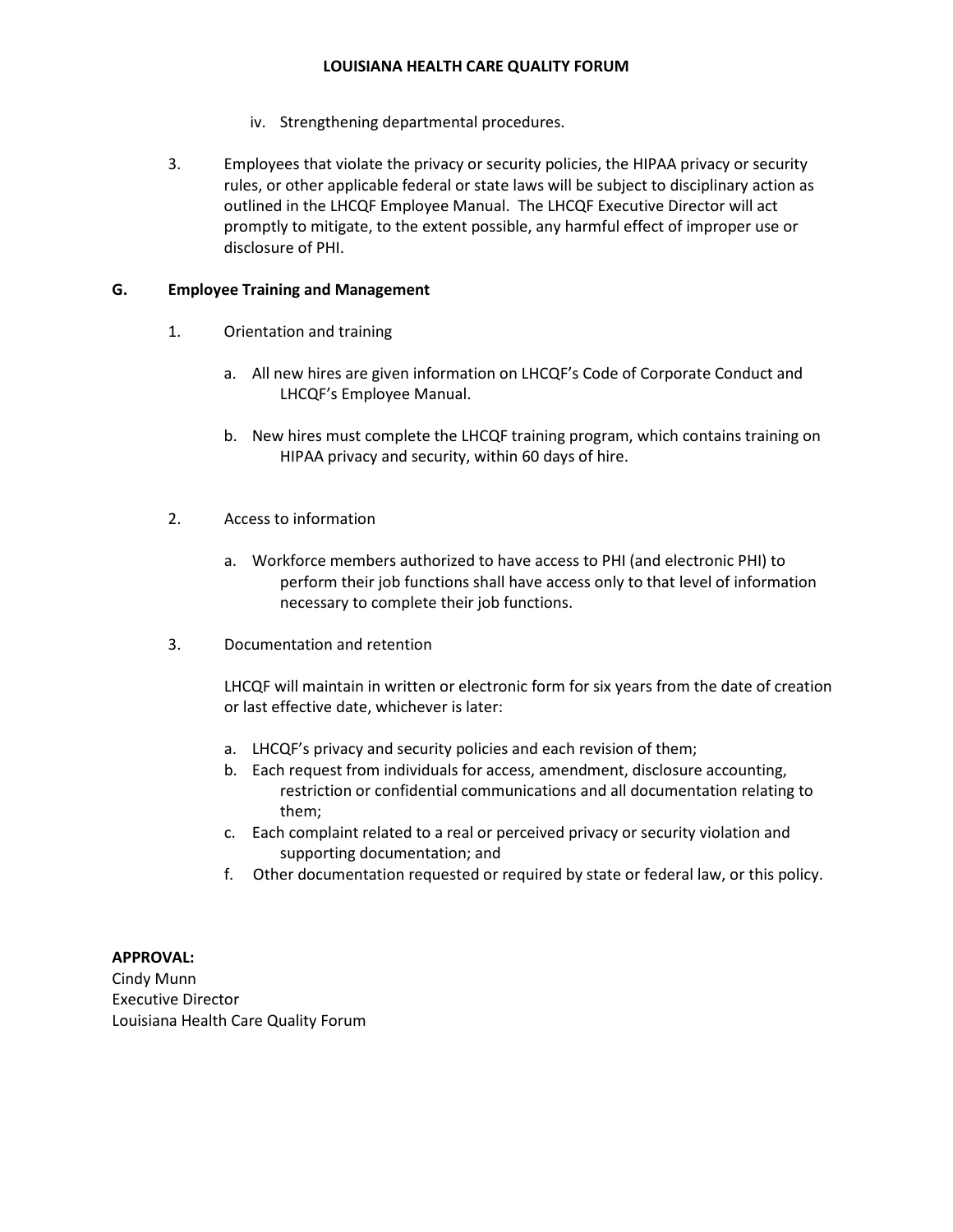iv. Strengthening departmental procedures.

3. Employees that violate the privacy or security policies, the HIPAA privacy or security rules, or other applicable federal or state laws will be subject to disciplinary action as outlined in the LHCQF Employee Manual. The LHCQF Executive Director will act promptly to mitigate, to the extent possible, any harmful effect of improper use or disclosure of PHI.

**G. Employee Training and Management**

1. Orientation and training

   a. All new hires are given information on LHCQF's Code of Corporate Conduct and LHCQF's Employee Manual.

   b. New hires must complete the LHCQF training program, which contains training on HIPAA privacy and security, within 60 days of hire.

2. Access to information

   a. Workforce members authorized to have access to PHI (and electronic PHI) to perform their job functions shall have access only to that level of information necessary to complete their job functions.

3. Documentation and retention

   LHCQF will maintain in written or electronic form for six years from the date of creation or last effective date, whichever is later:

   a. LHCQF's privacy and security policies and each revision of them;
   b. Each request from individuals for access, amendment, disclosure accounting, restriction or confidential communications and all documentation relating to them;
   c. Each complaint related to a real or perceived privacy or security violation and supporting documentation; and
   f. Other documentation requested or required by state or federal law, or this policy.

**APPROVAL:**
Cindy Munn
Executive Director
Louisiana Health Care Quality Forum